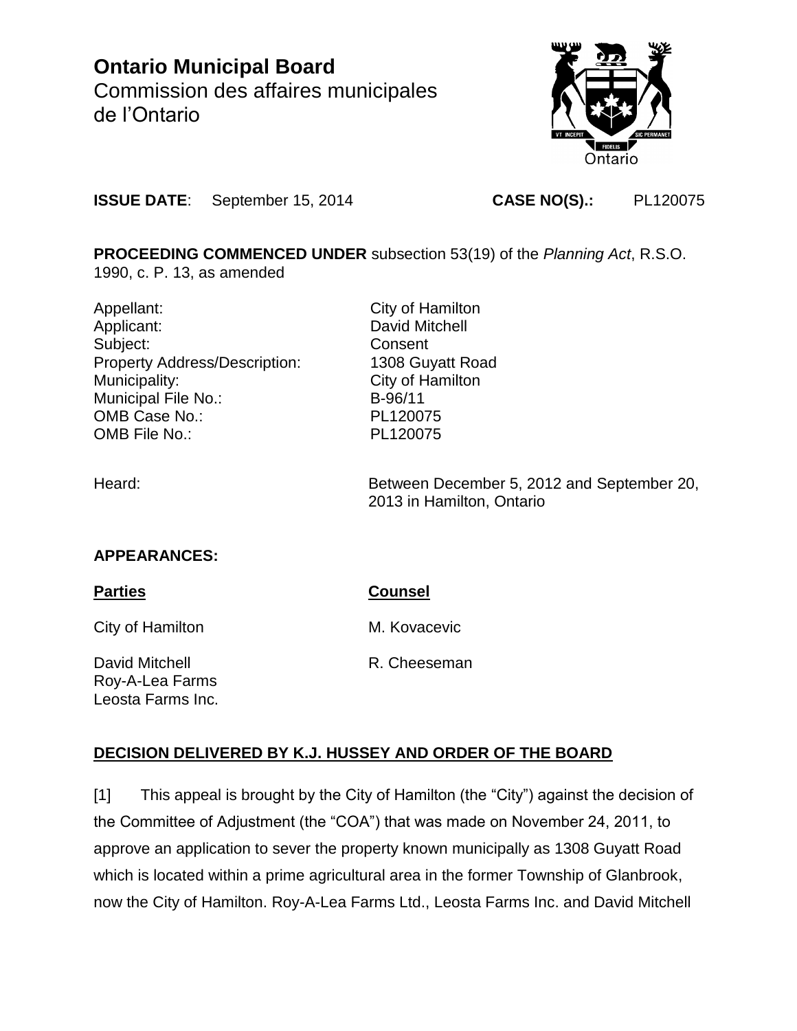# Ontario Municipal Board
Commission des affaires municipales de l'Ontario

**ISSUE DATE**: September 15, 2014 **CASE NO(S).:** PL120075

**PROCEEDING COMMENCED UNDER** subsection 53(19) of the *Planning Act*, R.S.O. 1990, c. P. 13, as amended

| | |
|---|---|
| Appellant: | City of Hamilton |
| Applicant: | David Mitchell |
| Subject: | Consent |
| Property Address/Description: | 1308 Guyatt Road |
| Municipality: | City of Hamilton |
| Municipal File No.: | B-96/11 |
| OMB Case No.: | PL120075 |
| OMB File No.: | PL120075 |

Heard: Between December 5, 2012 and September 20, 2013 in Hamilton, Ontario

**APPEARANCES:**

| **Parties** | **Counsel** |
|---|---|
| City of Hamilton | M. Kovacevic |
| David Mitchell<br>Roy-A-Lea Farms<br>Leosta Farms Inc. | R. Cheeseman |

**DECISION DELIVERED BY K.J. HUSSEY AND ORDER OF THE BOARD**

[1] This appeal is brought by the City of Hamilton (the "City") against the decision of the Committee of Adjustment (the "COA") that was made on November 24, 2011, to approve an application to sever the property known municipally as 1308 Guyatt Road which is located within a prime agricultural area in the former Township of Glanbrook, now the City of Hamilton. Roy-A-Lea Farms Ltd., Leosta Farms Inc. and David Mitchell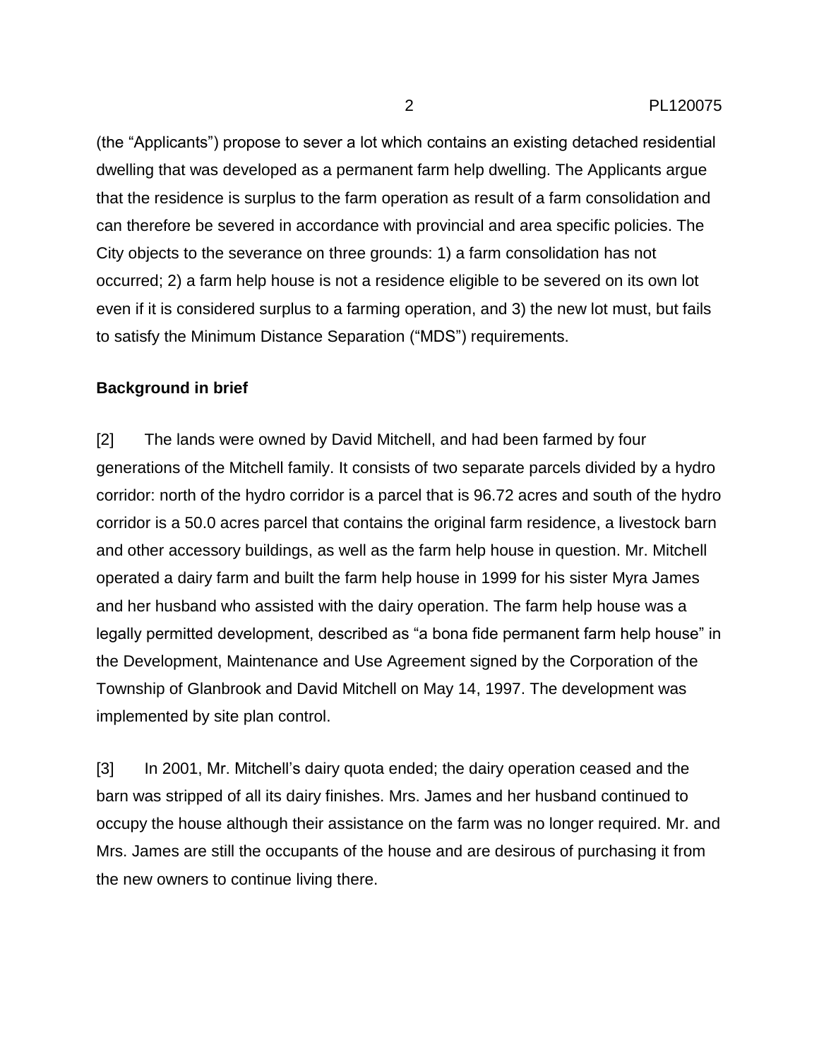(the “Applicants”) propose to sever a lot which contains an existing detached residential dwelling that was developed as a permanent farm help dwelling. The Applicants argue that the residence is surplus to the farm operation as result of a farm consolidation and can therefore be severed in accordance with provincial and area specific policies. The City objects to the severance on three grounds: 1) a farm consolidation has not occurred; 2) a farm help house is not a residence eligible to be severed on its own lot even if it is considered surplus to a farming operation, and 3) the new lot must, but fails to satisfy the Minimum Distance Separation (“MDS”) requirements.

**Background in brief**

[2] The lands were owned by David Mitchell, and had been farmed by four generations of the Mitchell family. It consists of two separate parcels divided by a hydro corridor: north of the hydro corridor is a parcel that is 96.72 acres and south of the hydro corridor is a 50.0 acres parcel that contains the original farm residence, a livestock barn and other accessory buildings, as well as the farm help house in question. Mr. Mitchell operated a dairy farm and built the farm help house in 1999 for his sister Myra James and her husband who assisted with the dairy operation. The farm help house was a legally permitted development, described as “a bona fide permanent farm help house” in the Development, Maintenance and Use Agreement signed by the Corporation of the Township of Glanbrook and David Mitchell on May 14, 1997. The development was implemented by site plan control.

[3] In 2001, Mr. Mitchell’s dairy quota ended; the dairy operation ceased and the barn was stripped of all its dairy finishes. Mrs. James and her husband continued to occupy the house although their assistance on the farm was no longer required. Mr. and Mrs. James are still the occupants of the house and are desirous of purchasing it from the new owners to continue living there.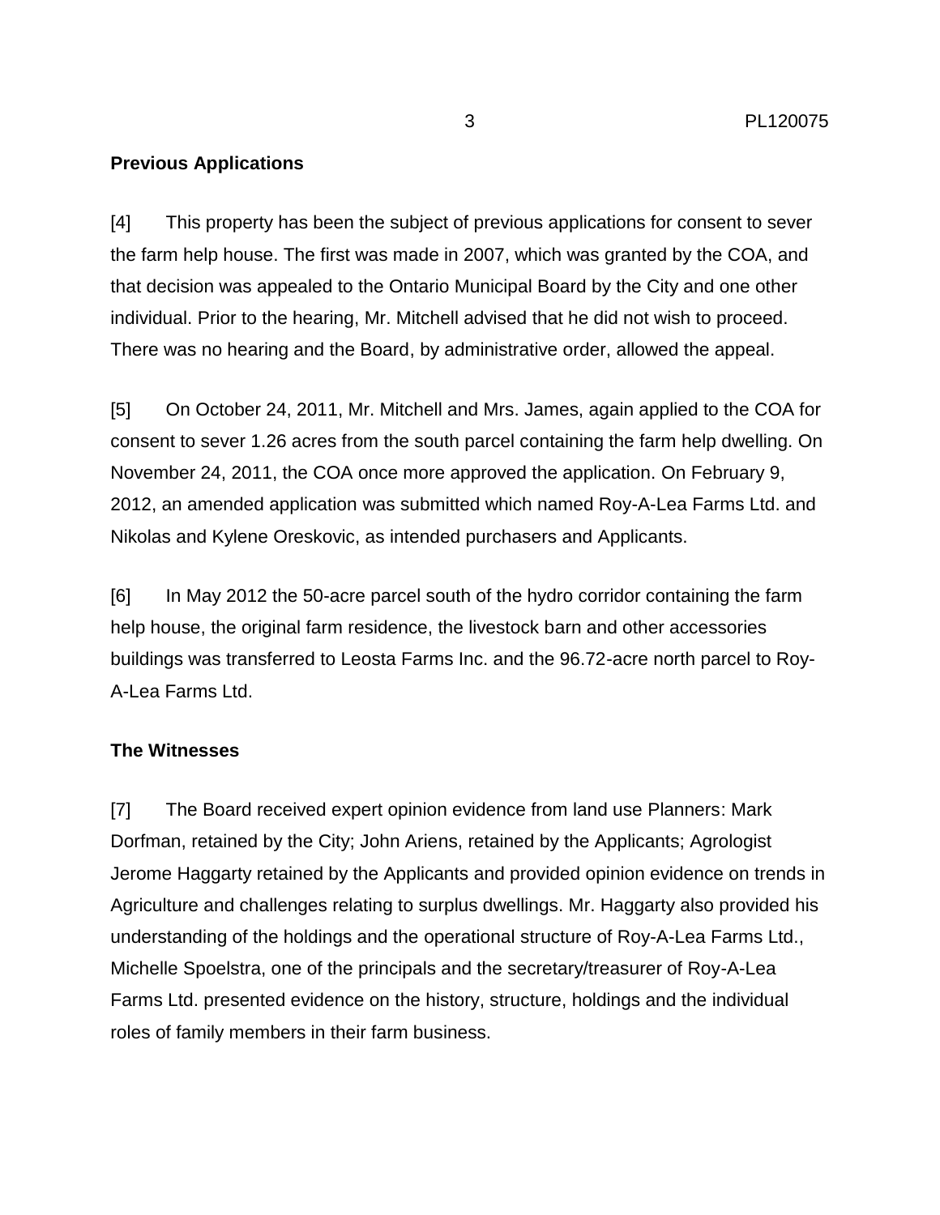**Previous Applications**

[4] This property has been the subject of previous applications for consent to sever the farm help house. The first was made in 2007, which was granted by the COA, and that decision was appealed to the Ontario Municipal Board by the City and one other individual. Prior to the hearing, Mr. Mitchell advised that he did not wish to proceed. There was no hearing and the Board, by administrative order, allowed the appeal.

[5] On October 24, 2011, Mr. Mitchell and Mrs. James, again applied to the COA for consent to sever 1.26 acres from the south parcel containing the farm help dwelling. On November 24, 2011, the COA once more approved the application. On February 9, 2012, an amended application was submitted which named Roy-A-Lea Farms Ltd. and Nikolas and Kylene Oreskovic, as intended purchasers and Applicants.

[6] In May 2012 the 50-acre parcel south of the hydro corridor containing the farm help house, the original farm residence, the livestock barn and other accessories buildings was transferred to Leosta Farms Inc. and the 96.72-acre north parcel to Roy-A-Lea Farms Ltd.

**The Witnesses**

[7] The Board received expert opinion evidence from land use Planners: Mark Dorfman, retained by the City; John Ariens, retained by the Applicants; Agrologist Jerome Haggarty retained by the Applicants and provided opinion evidence on trends in Agriculture and challenges relating to surplus dwellings. Mr. Haggarty also provided his understanding of the holdings and the operational structure of Roy-A-Lea Farms Ltd., Michelle Spoelstra, one of the principals and the secretary/treasurer of Roy-A-Lea Farms Ltd. presented evidence on the history, structure, holdings and the individual roles of family members in their farm business.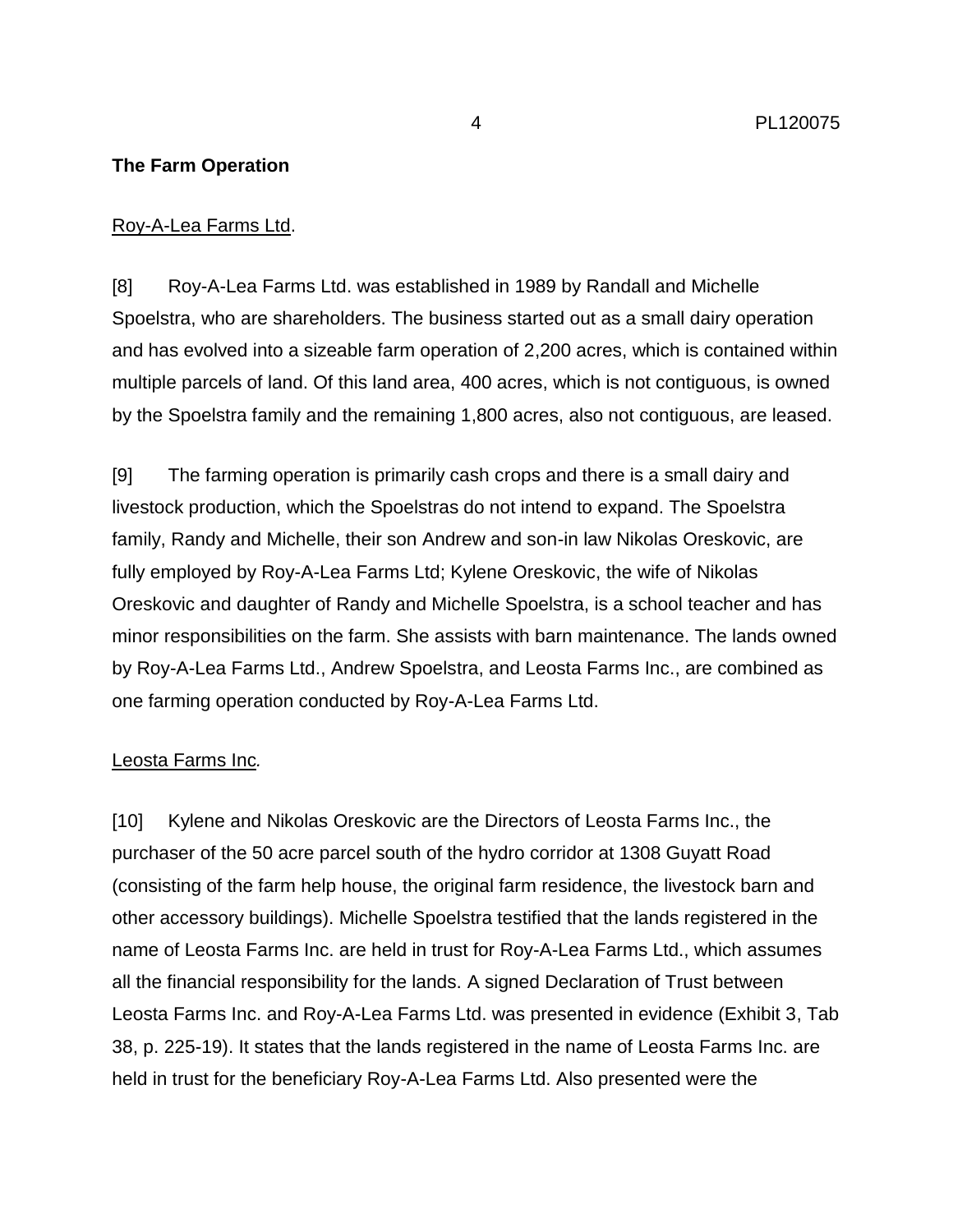**The Farm Operation**

Roy-A-Lea Farms Ltd.

[8] Roy-A-Lea Farms Ltd. was established in 1989 by Randall and Michelle Spoelstra, who are shareholders. The business started out as a small dairy operation and has evolved into a sizeable farm operation of 2,200 acres, which is contained within multiple parcels of land. Of this land area, 400 acres, which is not contiguous, is owned by the Spoelstra family and the remaining 1,800 acres, also not contiguous, are leased.

[9] The farming operation is primarily cash crops and there is a small dairy and livestock production, which the Spoelstras do not intend to expand. The Spoelstra family, Randy and Michelle, their son Andrew and son-in law Nikolas Oreskovic, are fully employed by Roy-A-Lea Farms Ltd; Kylene Oreskovic, the wife of Nikolas Oreskovic and daughter of Randy and Michelle Spoelstra, is a school teacher and has minor responsibilities on the farm. She assists with barn maintenance. The lands owned by Roy-A-Lea Farms Ltd., Andrew Spoelstra, and Leosta Farms Inc., are combined as one farming operation conducted by Roy-A-Lea Farms Ltd.

Leosta Farms Inc*.*

[10] Kylene and Nikolas Oreskovic are the Directors of Leosta Farms Inc., the purchaser of the 50 acre parcel south of the hydro corridor at 1308 Guyatt Road (consisting of the farm help house, the original farm residence, the livestock barn and other accessory buildings). Michelle Spoelstra testified that the lands registered in the name of Leosta Farms Inc. are held in trust for Roy-A-Lea Farms Ltd., which assumes all the financial responsibility for the lands. A signed Declaration of Trust between Leosta Farms Inc. and Roy-A-Lea Farms Ltd. was presented in evidence (Exhibit 3, Tab 38, p. 225-19). It states that the lands registered in the name of Leosta Farms Inc. are held in trust for the beneficiary Roy-A-Lea Farms Ltd. Also presented were the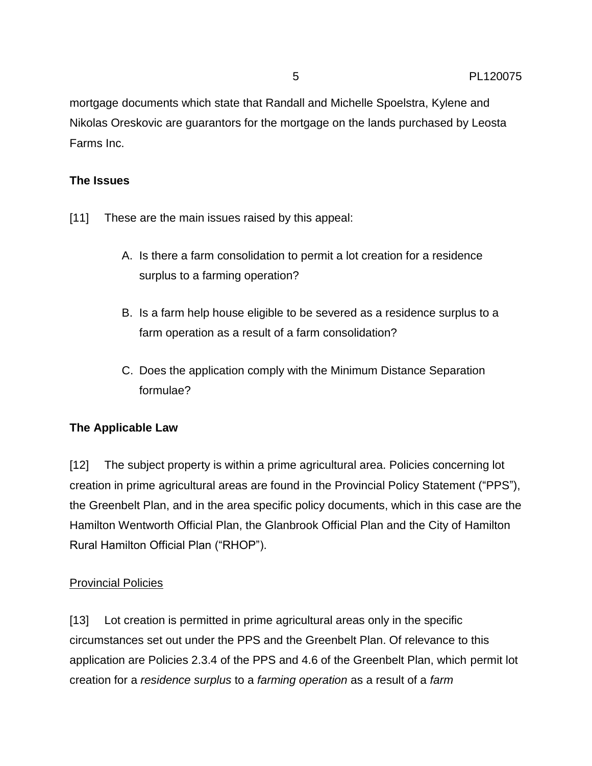mortgage documents which state that Randall and Michelle Spoelstra, Kylene and Nikolas Oreskovic are guarantors for the mortgage on the lands purchased by Leosta Farms Inc.

**The Issues**

[11] These are the main issues raised by this appeal:

A. Is there a farm consolidation to permit a lot creation for a residence surplus to a farming operation?

B. Is a farm help house eligible to be severed as a residence surplus to a farm operation as a result of a farm consolidation?

C. Does the application comply with the Minimum Distance Separation formulae?

**The Applicable Law**

[12] The subject property is within a prime agricultural area. Policies concerning lot creation in prime agricultural areas are found in the Provincial Policy Statement ("PPS"), the Greenbelt Plan, and in the area specific policy documents, which in this case are the Hamilton Wentworth Official Plan, the Glanbrook Official Plan and the City of Hamilton Rural Hamilton Official Plan ("RHOP").

<u>Provincial Policies</u>

[13] Lot creation is permitted in prime agricultural areas only in the specific circumstances set out under the PPS and the Greenbelt Plan. Of relevance to this application are Policies 2.3.4 of the PPS and 4.6 of the Greenbelt Plan, which permit lot creation for a *residence surplus* to a *farming operation* as a result of a *farm*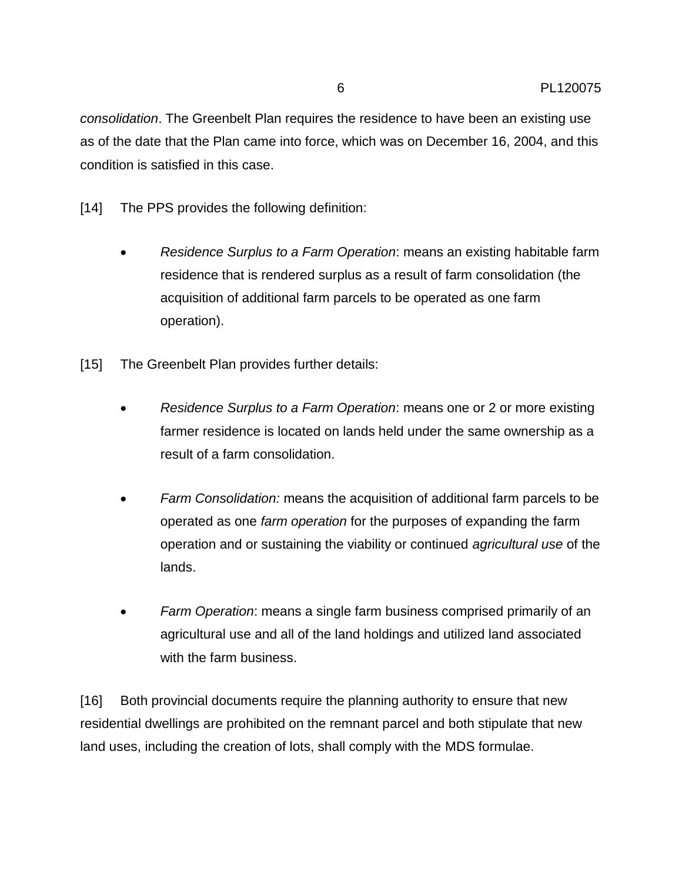*consolidation*. The Greenbelt Plan requires the residence to have been an existing use as of the date that the Plan came into force, which was on December 16, 2004, and this condition is satisfied in this case.

[14] The PPS provides the following definition:

- *Residence Surplus to a Farm Operation*: means an existing habitable farm residence that is rendered surplus as a result of farm consolidation (the acquisition of additional farm parcels to be operated as one farm operation).

[15] The Greenbelt Plan provides further details:

- *Residence Surplus to a Farm Operation*: means one or 2 or more existing farmer residence is located on lands held under the same ownership as a result of a farm consolidation.

- *Farm Consolidation:* means the acquisition of additional farm parcels to be operated as one *farm operation* for the purposes of expanding the farm operation and or sustaining the viability or continued *agricultural use* of the lands.

- *Farm Operation*: means a single farm business comprised primarily of an agricultural use and all of the land holdings and utilized land associated with the farm business.

[16] Both provincial documents require the planning authority to ensure that new residential dwellings are prohibited on the remnant parcel and both stipulate that new land uses, including the creation of lots, shall comply with the MDS formulae.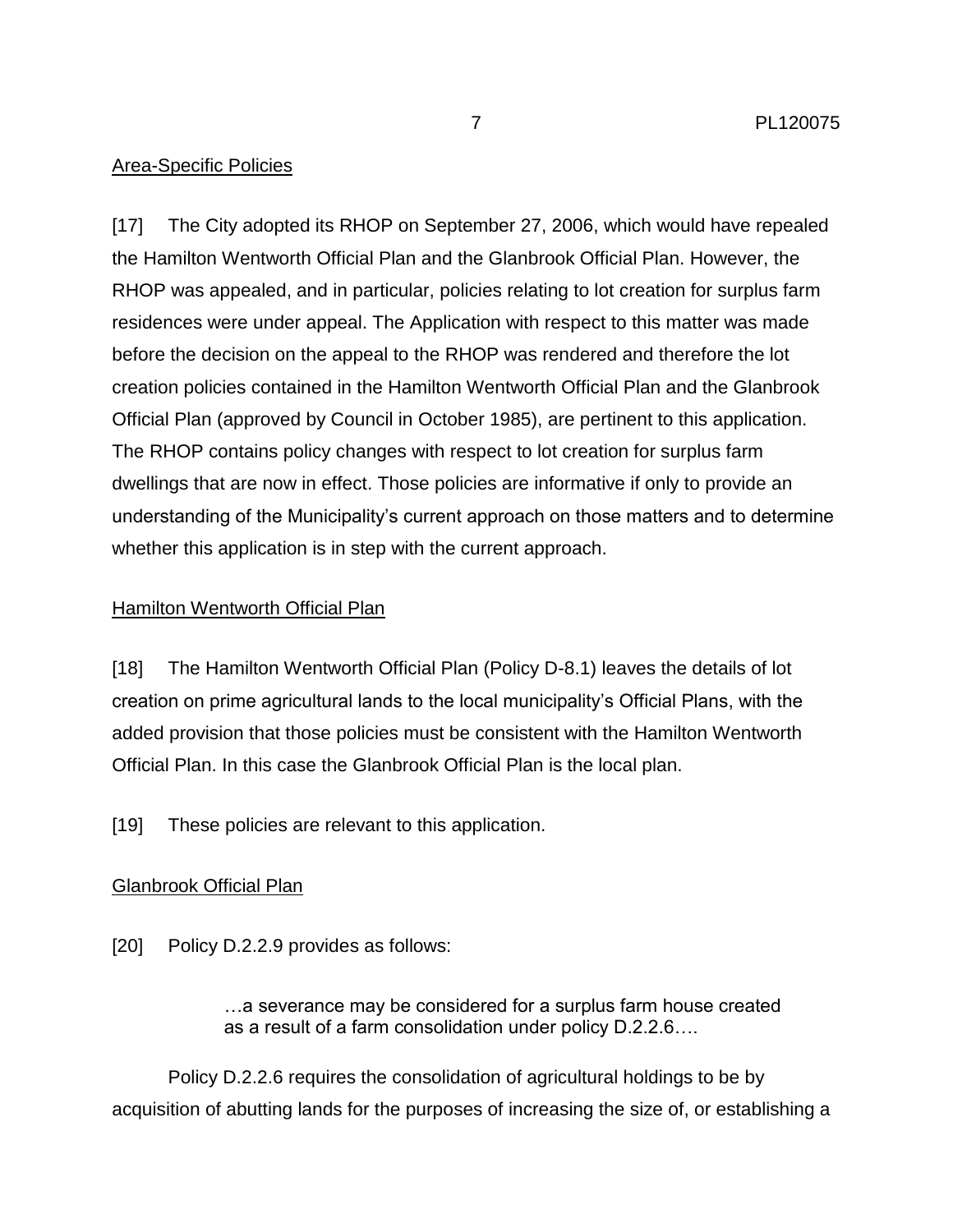Area-Specific Policies

[17] The City adopted its RHOP on September 27, 2006, which would have repealed the Hamilton Wentworth Official Plan and the Glanbrook Official Plan. However, the RHOP was appealed, and in particular, policies relating to lot creation for surplus farm residences were under appeal. The Application with respect to this matter was made before the decision on the appeal to the RHOP was rendered and therefore the lot creation policies contained in the Hamilton Wentworth Official Plan and the Glanbrook Official Plan (approved by Council in October 1985), are pertinent to this application. The RHOP contains policy changes with respect to lot creation for surplus farm dwellings that are now in effect. Those policies are informative if only to provide an understanding of the Municipality's current approach on those matters and to determine whether this application is in step with the current approach.

Hamilton Wentworth Official Plan

[18] The Hamilton Wentworth Official Plan (Policy D-8.1) leaves the details of lot creation on prime agricultural lands to the local municipality's Official Plans, with the added provision that those policies must be consistent with the Hamilton Wentworth Official Plan. In this case the Glanbrook Official Plan is the local plan.

[19] These policies are relevant to this application.

Glanbrook Official Plan

[20] Policy D.2.2.9 provides as follows:

> …a severance may be considered for a surplus farm house created as a result of a farm consolidation under policy D.2.2.6….

Policy D.2.2.6 requires the consolidation of agricultural holdings to be by acquisition of abutting lands for the purposes of increasing the size of, or establishing a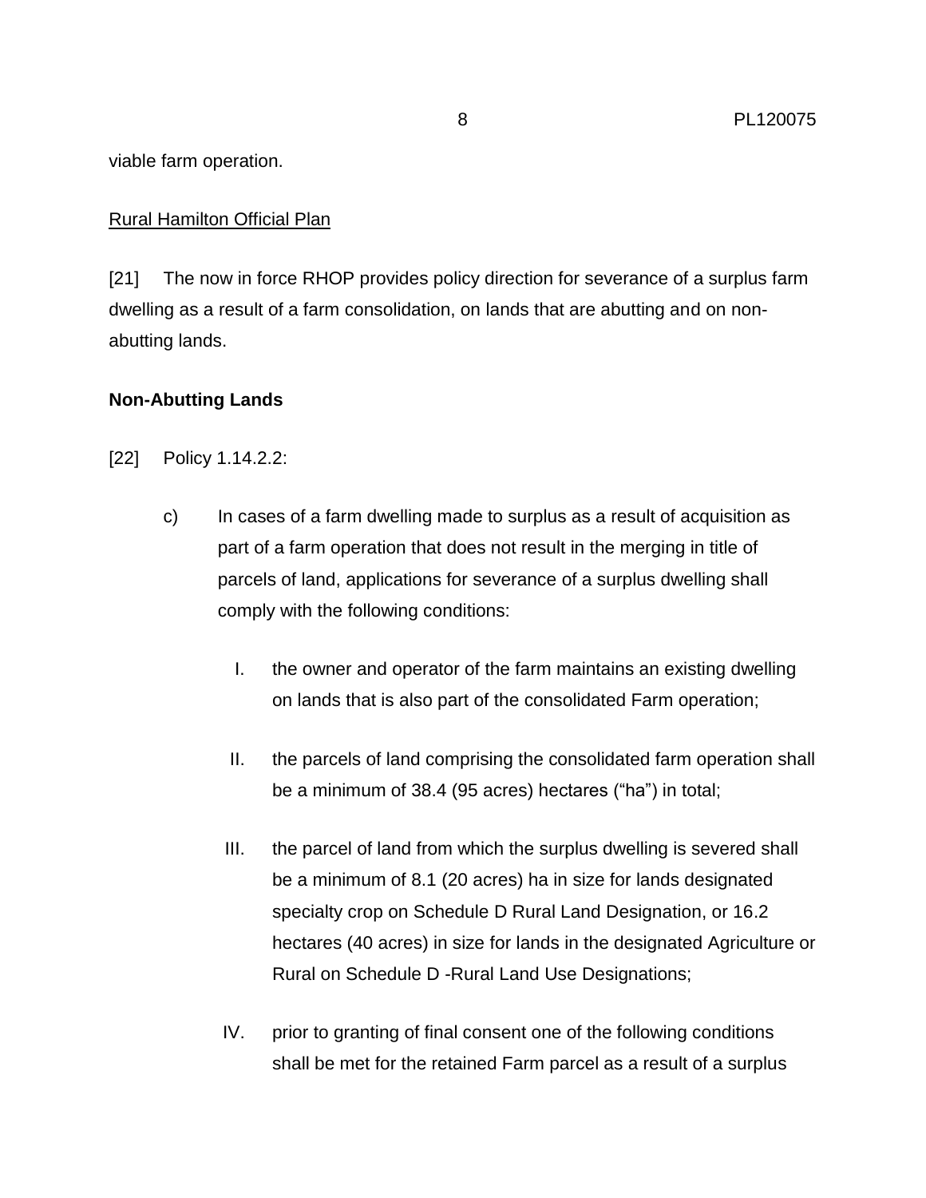viable farm operation.

Rural Hamilton Official Plan

[21] The now in force RHOP provides policy direction for severance of a surplus farm dwelling as a result of a farm consolidation, on lands that are abutting and on non-abutting lands.

**Non-Abutting Lands**

[22] Policy 1.14.2.2:

c) In cases of a farm dwelling made to surplus as a result of acquisition as part of a farm operation that does not result in the merging in title of parcels of land, applications for severance of a surplus dwelling shall comply with the following conditions:

I. the owner and operator of the farm maintains an existing dwelling on lands that is also part of the consolidated Farm operation;

II. the parcels of land comprising the consolidated farm operation shall be a minimum of 38.4 (95 acres) hectares ("ha") in total;

III. the parcel of land from which the surplus dwelling is severed shall be a minimum of 8.1 (20 acres) ha in size for lands designated specialty crop on Schedule D Rural Land Designation, or 16.2 hectares (40 acres) in size for lands in the designated Agriculture or Rural on Schedule D -Rural Land Use Designations;

IV. prior to granting of final consent one of the following conditions shall be met for the retained Farm parcel as a result of a surplus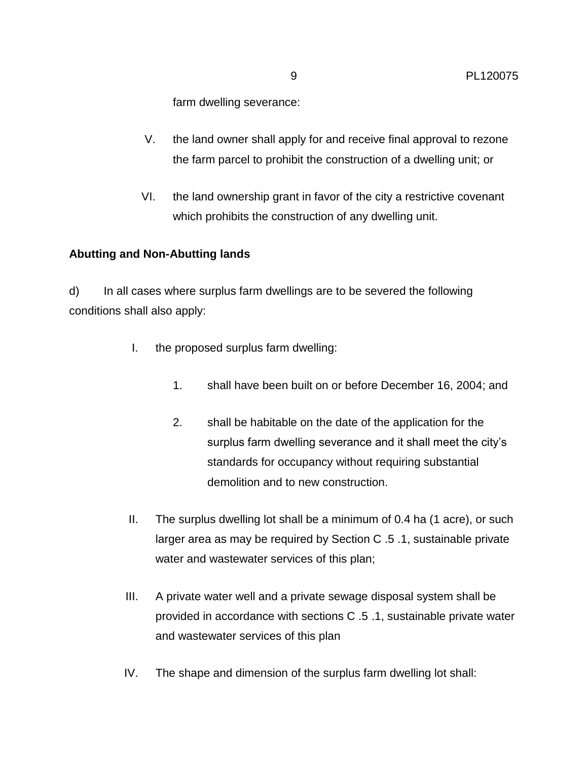farm dwelling severance:

V. the land owner shall apply for and receive final approval to rezone the farm parcel to prohibit the construction of a dwelling unit; or

VI. the land ownership grant in favor of the city a restrictive covenant which prohibits the construction of any dwelling unit.

**Abutting and Non-Abutting lands**

d) In all cases where surplus farm dwellings are to be severed the following conditions shall also apply:

I. the proposed surplus farm dwelling:

   1. shall have been built on or before December 16, 2004; and

   2. shall be habitable on the date of the application for the surplus farm dwelling severance and it shall meet the city's standards for occupancy without requiring substantial demolition and to new construction.

II. The surplus dwelling lot shall be a minimum of 0.4 ha (1 acre), or such larger area as may be required by Section C .5 .1, sustainable private water and wastewater services of this plan;

III. A private water well and a private sewage disposal system shall be provided in accordance with sections C .5 .1, sustainable private water and wastewater services of this plan

IV. The shape and dimension of the surplus farm dwelling lot shall: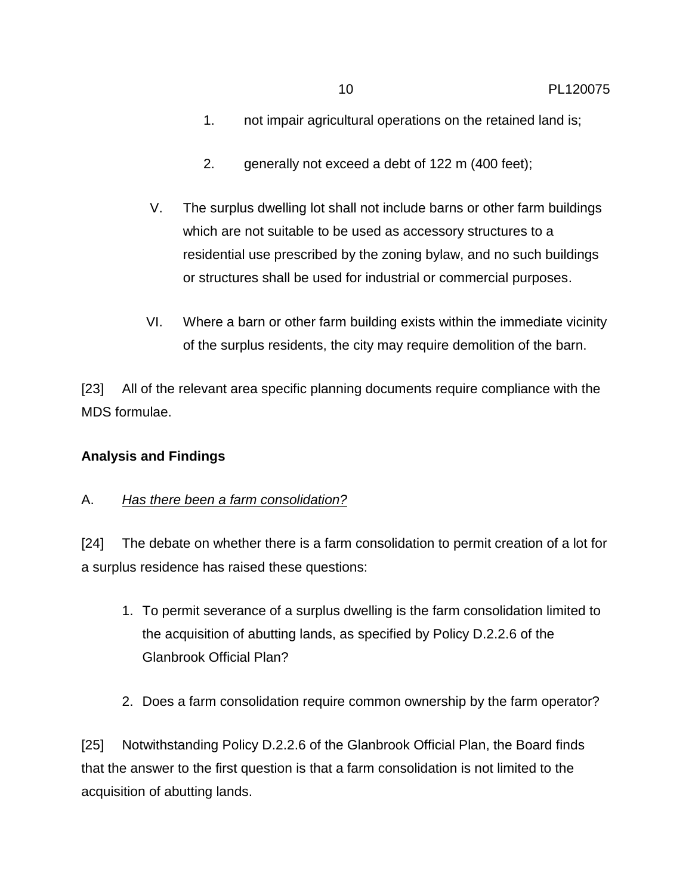1. not impair agricultural operations on the retained land is;

2. generally not exceed a debt of 122 m (400 feet);

V. The surplus dwelling lot shall not include barns or other farm buildings which are not suitable to be used as accessory structures to a residential use prescribed by the zoning bylaw, and no such buildings or structures shall be used for industrial or commercial purposes.

VI. Where a barn or other farm building exists within the immediate vicinity of the surplus residents, the city may require demolition of the barn.

[23] All of the relevant area specific planning documents require compliance with the MDS formulae.

**Analysis and Findings**

A. *Has there been a farm consolidation?*

[24] The debate on whether there is a farm consolidation to permit creation of a lot for a surplus residence has raised these questions:

1. To permit severance of a surplus dwelling is the farm consolidation limited to the acquisition of abutting lands, as specified by Policy D.2.2.6 of the Glanbrook Official Plan?

2. Does a farm consolidation require common ownership by the farm operator?

[25] Notwithstanding Policy D.2.2.6 of the Glanbrook Official Plan, the Board finds that the answer to the first question is that a farm consolidation is not limited to the acquisition of abutting lands.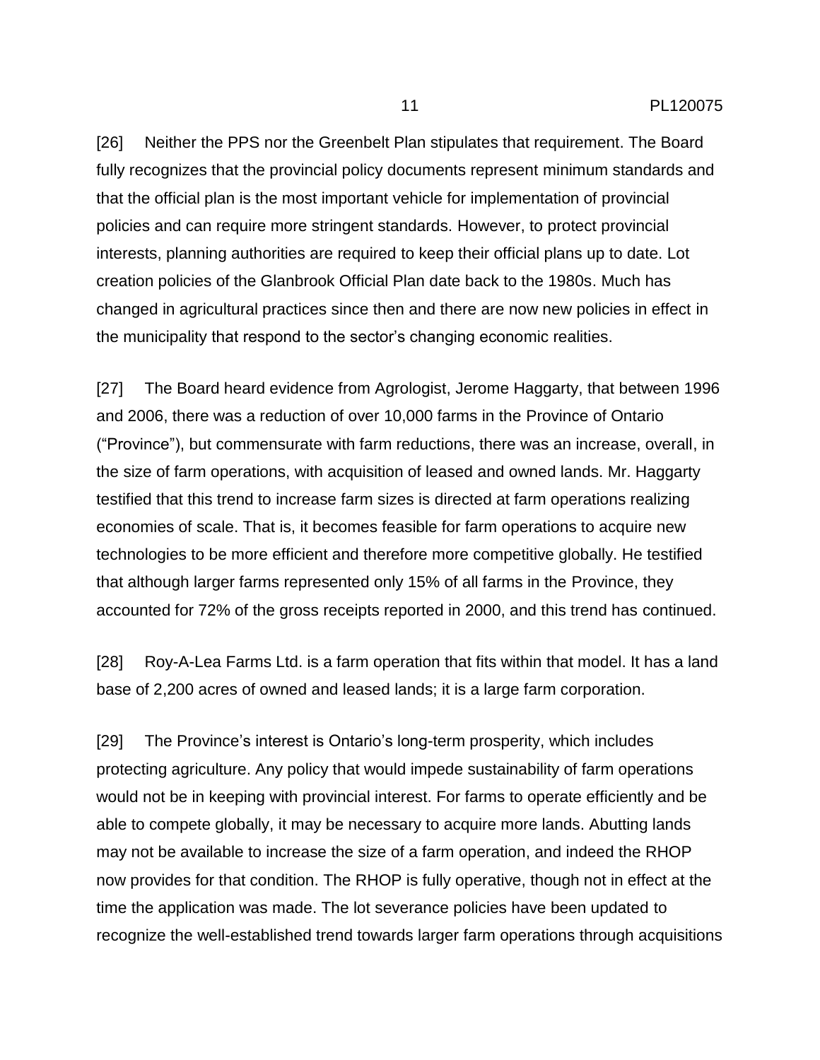[26] Neither the PPS nor the Greenbelt Plan stipulates that requirement. The Board fully recognizes that the provincial policy documents represent minimum standards and that the official plan is the most important vehicle for implementation of provincial policies and can require more stringent standards. However, to protect provincial interests, planning authorities are required to keep their official plans up to date. Lot creation policies of the Glanbrook Official Plan date back to the 1980s. Much has changed in agricultural practices since then and there are now new policies in effect in the municipality that respond to the sector's changing economic realities.

[27] The Board heard evidence from Agrologist, Jerome Haggarty, that between 1996 and 2006, there was a reduction of over 10,000 farms in the Province of Ontario ("Province"), but commensurate with farm reductions, there was an increase, overall, in the size of farm operations, with acquisition of leased and owned lands. Mr. Haggarty testified that this trend to increase farm sizes is directed at farm operations realizing economies of scale. That is, it becomes feasible for farm operations to acquire new technologies to be more efficient and therefore more competitive globally. He testified that although larger farms represented only 15% of all farms in the Province, they accounted for 72% of the gross receipts reported in 2000, and this trend has continued.

[28] Roy-A-Lea Farms Ltd. is a farm operation that fits within that model. It has a land base of 2,200 acres of owned and leased lands; it is a large farm corporation.

[29] The Province's interest is Ontario's long-term prosperity, which includes protecting agriculture. Any policy that would impede sustainability of farm operations would not be in keeping with provincial interest. For farms to operate efficiently and be able to compete globally, it may be necessary to acquire more lands. Abutting lands may not be available to increase the size of a farm operation, and indeed the RHOP now provides for that condition. The RHOP is fully operative, though not in effect at the time the application was made. The lot severance policies have been updated to recognize the well-established trend towards larger farm operations through acquisitions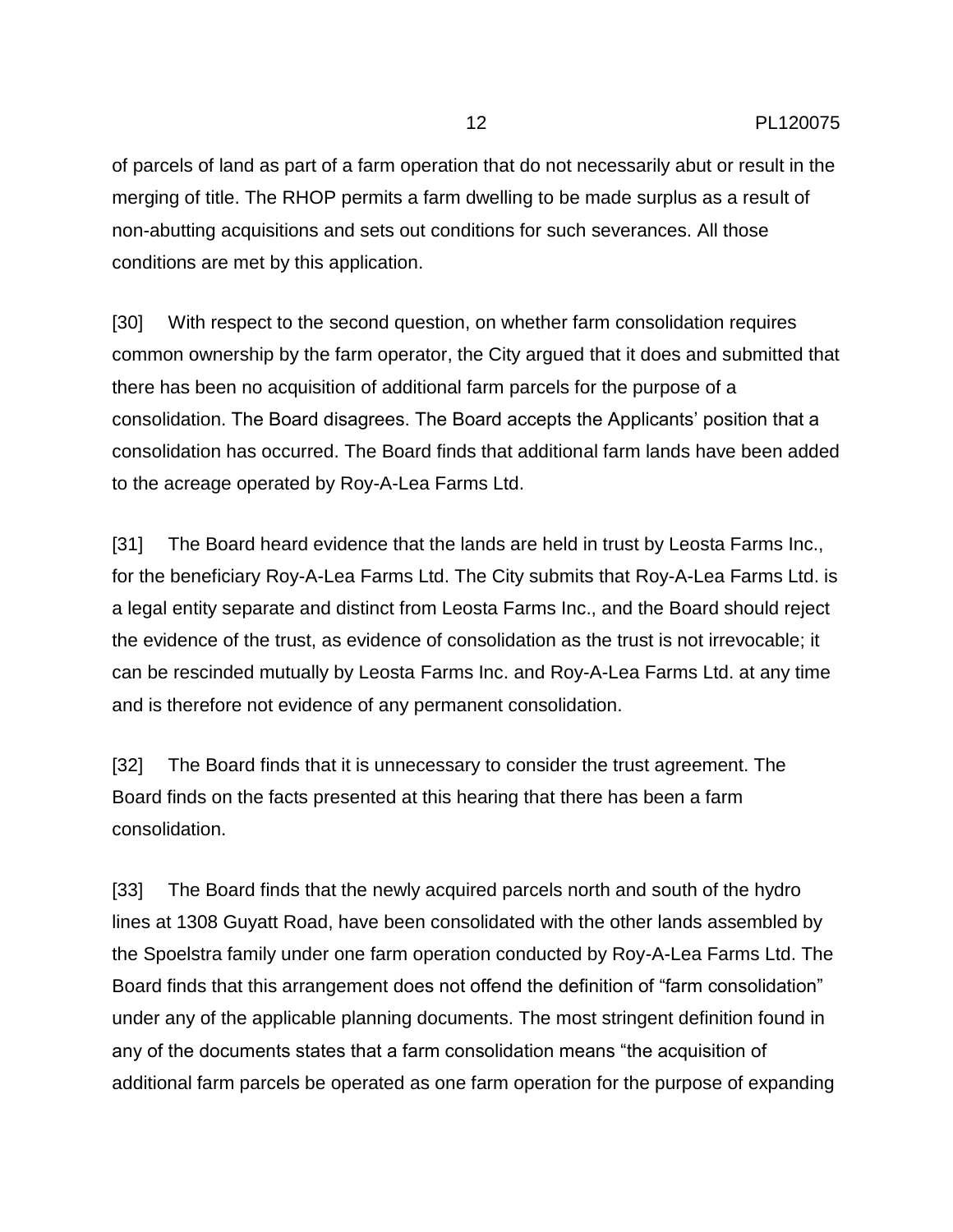of parcels of land as part of a farm operation that do not necessarily abut or result in the merging of title. The RHOP permits a farm dwelling to be made surplus as a result of non-abutting acquisitions and sets out conditions for such severances. All those conditions are met by this application.

[30] With respect to the second question, on whether farm consolidation requires common ownership by the farm operator, the City argued that it does and submitted that there has been no acquisition of additional farm parcels for the purpose of a consolidation. The Board disagrees. The Board accepts the Applicants' position that a consolidation has occurred. The Board finds that additional farm lands have been added to the acreage operated by Roy-A-Lea Farms Ltd.

[31] The Board heard evidence that the lands are held in trust by Leosta Farms Inc., for the beneficiary Roy-A-Lea Farms Ltd. The City submits that Roy-A-Lea Farms Ltd. is a legal entity separate and distinct from Leosta Farms Inc., and the Board should reject the evidence of the trust, as evidence of consolidation as the trust is not irrevocable; it can be rescinded mutually by Leosta Farms Inc. and Roy-A-Lea Farms Ltd. at any time and is therefore not evidence of any permanent consolidation.

[32] The Board finds that it is unnecessary to consider the trust agreement. The Board finds on the facts presented at this hearing that there has been a farm consolidation.

[33] The Board finds that the newly acquired parcels north and south of the hydro lines at 1308 Guyatt Road, have been consolidated with the other lands assembled by the Spoelstra family under one farm operation conducted by Roy-A-Lea Farms Ltd. The Board finds that this arrangement does not offend the definition of "farm consolidation" under any of the applicable planning documents. The most stringent definition found in any of the documents states that a farm consolidation means "the acquisition of additional farm parcels be operated as one farm operation for the purpose of expanding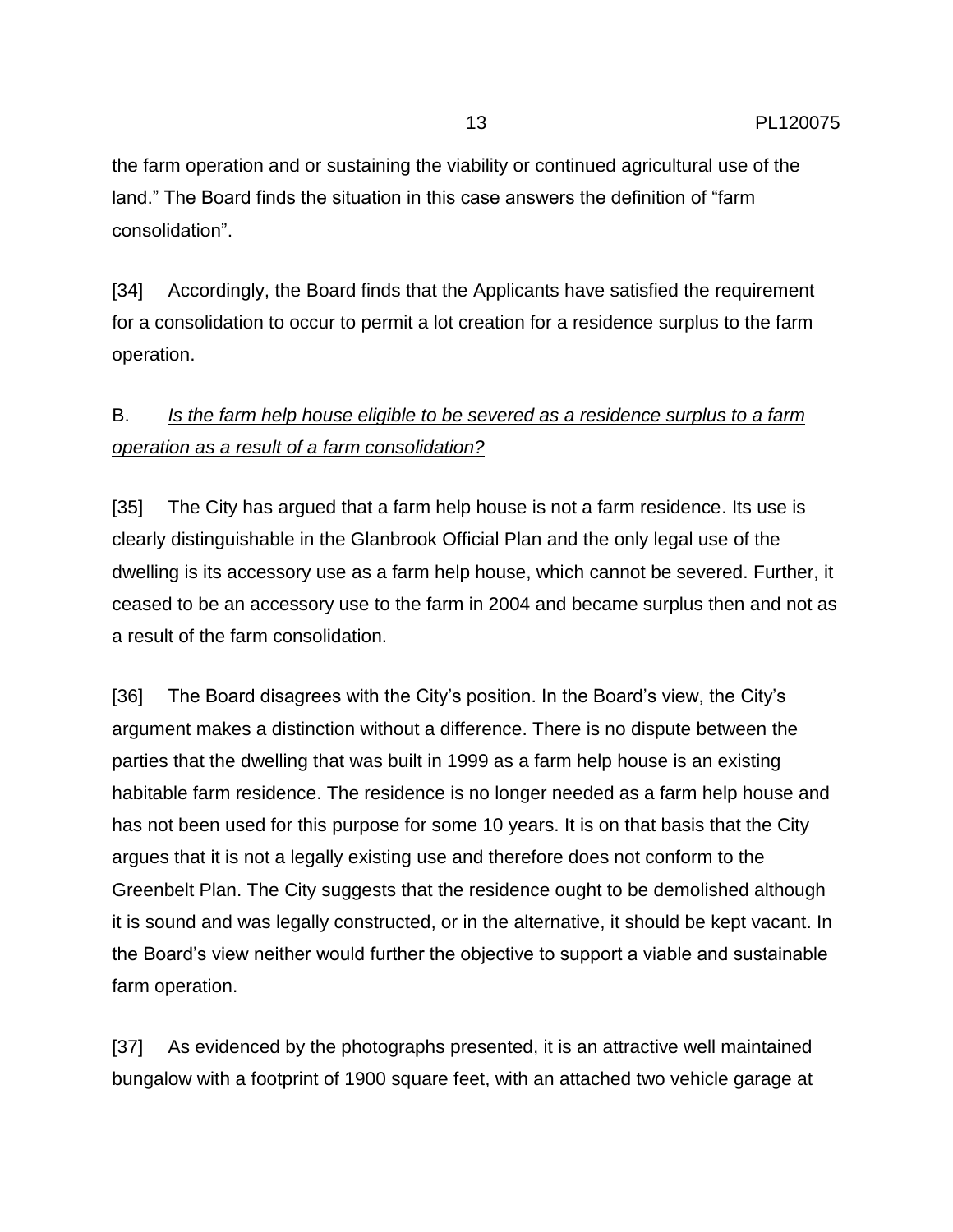the farm operation and or sustaining the viability or continued agricultural use of the land." The Board finds the situation in this case answers the definition of "farm consolidation".

[34] Accordingly, the Board finds that the Applicants have satisfied the requirement for a consolidation to occur to permit a lot creation for a residence surplus to the farm operation.

B. *Is the farm help house eligible to be severed as a residence surplus to a farm operation as a result of a farm consolidation?*

[35] The City has argued that a farm help house is not a farm residence. Its use is clearly distinguishable in the Glanbrook Official Plan and the only legal use of the dwelling is its accessory use as a farm help house, which cannot be severed. Further, it ceased to be an accessory use to the farm in 2004 and became surplus then and not as a result of the farm consolidation.

[36] The Board disagrees with the City's position. In the Board's view, the City's argument makes a distinction without a difference. There is no dispute between the parties that the dwelling that was built in 1999 as a farm help house is an existing habitable farm residence. The residence is no longer needed as a farm help house and has not been used for this purpose for some 10 years. It is on that basis that the City argues that it is not a legally existing use and therefore does not conform to the Greenbelt Plan. The City suggests that the residence ought to be demolished although it is sound and was legally constructed, or in the alternative, it should be kept vacant. In the Board's view neither would further the objective to support a viable and sustainable farm operation.

[37] As evidenced by the photographs presented, it is an attractive well maintained bungalow with a footprint of 1900 square feet, with an attached two vehicle garage at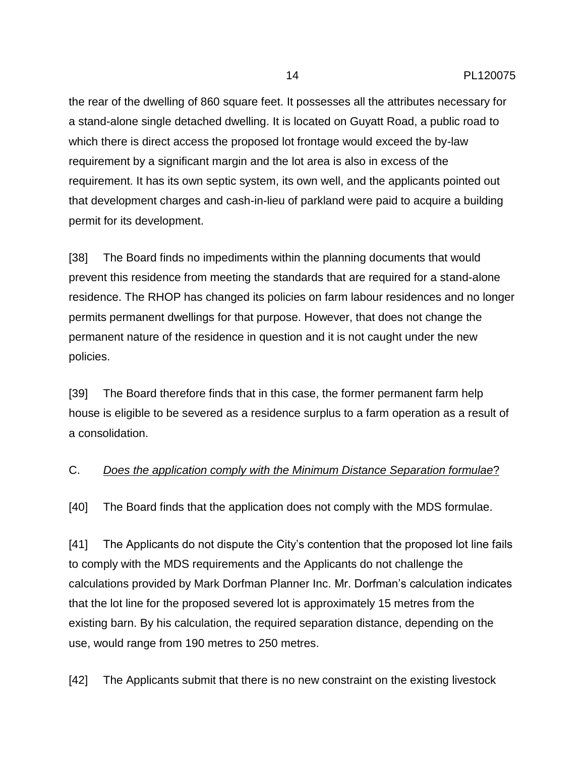the rear of the dwelling of 860 square feet. It possesses all the attributes necessary for a stand-alone single detached dwelling. It is located on Guyatt Road, a public road to which there is direct access the proposed lot frontage would exceed the by-law requirement by a significant margin and the lot area is also in excess of the requirement. It has its own septic system, its own well, and the applicants pointed out that development charges and cash-in-lieu of parkland were paid to acquire a building permit for its development.

[38] The Board finds no impediments within the planning documents that would prevent this residence from meeting the standards that are required for a stand-alone residence. The RHOP has changed its policies on farm labour residences and no longer permits permanent dwellings for that purpose. However, that does not change the permanent nature of the residence in question and it is not caught under the new policies.

[39] The Board therefore finds that in this case, the former permanent farm help house is eligible to be severed as a residence surplus to a farm operation as a result of a consolidation.

C. *<u>Does the application comply with the Minimum Distance Separation formulae</u>*?

[40] The Board finds that the application does not comply with the MDS formulae.

[41] The Applicants do not dispute the City's contention that the proposed lot line fails to comply with the MDS requirements and the Applicants do not challenge the calculations provided by Mark Dorfman Planner Inc. Mr. Dorfman's calculation indicates that the lot line for the proposed severed lot is approximately 15 metres from the existing barn. By his calculation, the required separation distance, depending on the use, would range from 190 metres to 250 metres.

[42] The Applicants submit that there is no new constraint on the existing livestock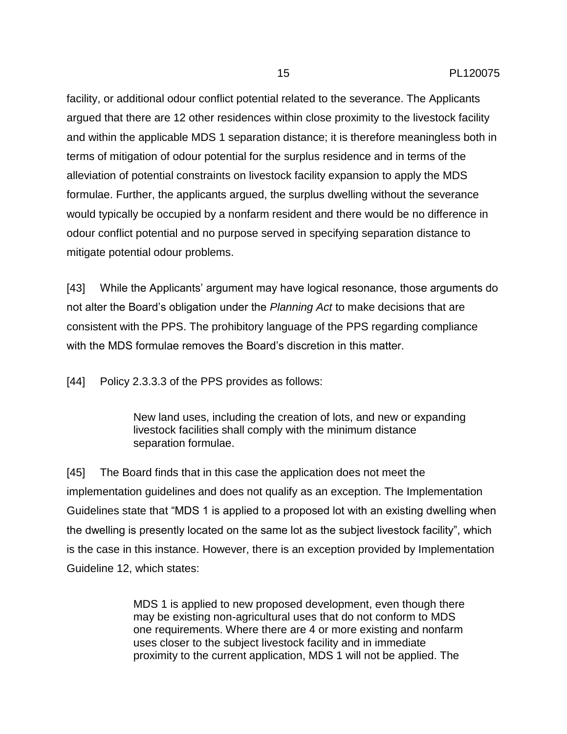facility, or additional odour conflict potential related to the severance. The Applicants argued that there are 12 other residences within close proximity to the livestock facility and within the applicable MDS 1 separation distance; it is therefore meaningless both in terms of mitigation of odour potential for the surplus residence and in terms of the alleviation of potential constraints on livestock facility expansion to apply the MDS formulae. Further, the applicants argued, the surplus dwelling without the severance would typically be occupied by a nonfarm resident and there would be no difference in odour conflict potential and no purpose served in specifying separation distance to mitigate potential odour problems.

[43] While the Applicants' argument may have logical resonance, those arguments do not alter the Board's obligation under the *Planning Act* to make decisions that are consistent with the PPS. The prohibitory language of the PPS regarding compliance with the MDS formulae removes the Board's discretion in this matter.

[44] Policy 2.3.3.3 of the PPS provides as follows:

> New land uses, including the creation of lots, and new or expanding livestock facilities shall comply with the minimum distance separation formulae.

[45] The Board finds that in this case the application does not meet the implementation guidelines and does not qualify as an exception. The Implementation Guidelines state that "MDS 1 is applied to a proposed lot with an existing dwelling when the dwelling is presently located on the same lot as the subject livestock facility", which is the case in this instance. However, there is an exception provided by Implementation Guideline 12, which states:

> MDS 1 is applied to new proposed development, even though there may be existing non-agricultural uses that do not conform to MDS one requirements. Where there are 4 or more existing and nonfarm uses closer to the subject livestock facility and in immediate proximity to the current application, MDS 1 will not be applied. The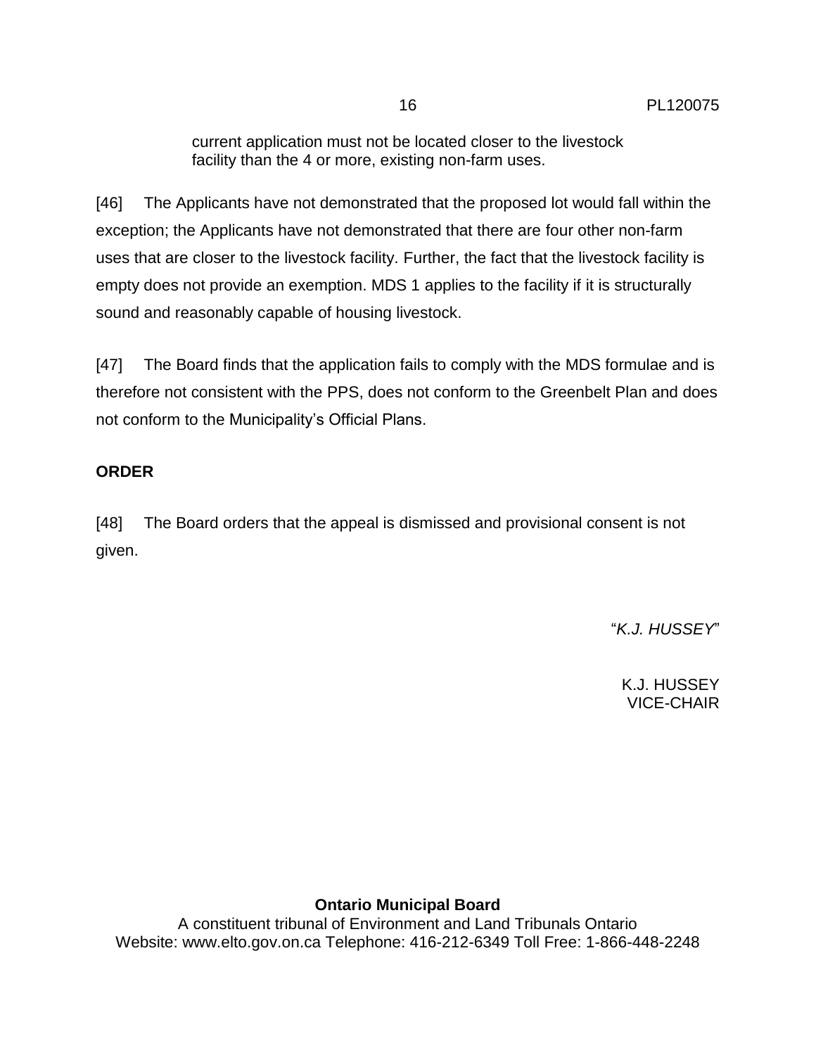current application must not be located closer to the livestock facility than the 4 or more, existing non-farm uses.

[46] The Applicants have not demonstrated that the proposed lot would fall within the exception; the Applicants have not demonstrated that there are four other non-farm uses that are closer to the livestock facility. Further, the fact that the livestock facility is empty does not provide an exemption. MDS 1 applies to the facility if it is structurally sound and reasonably capable of housing livestock.

[47] The Board finds that the application fails to comply with the MDS formulae and is therefore not consistent with the PPS, does not conform to the Greenbelt Plan and does not conform to the Municipality's Official Plans.

**ORDER**

[48] The Board orders that the appeal is dismissed and provisional consent is not given.

"*K.J. HUSSEY*"

K.J. HUSSEY
VICE-CHAIR

**Ontario Municipal Board**
A constituent tribunal of Environment and Land Tribunals Ontario
Website: www.elto.gov.on.ca Telephone: 416-212-6349 Toll Free: 1-866-448-2248